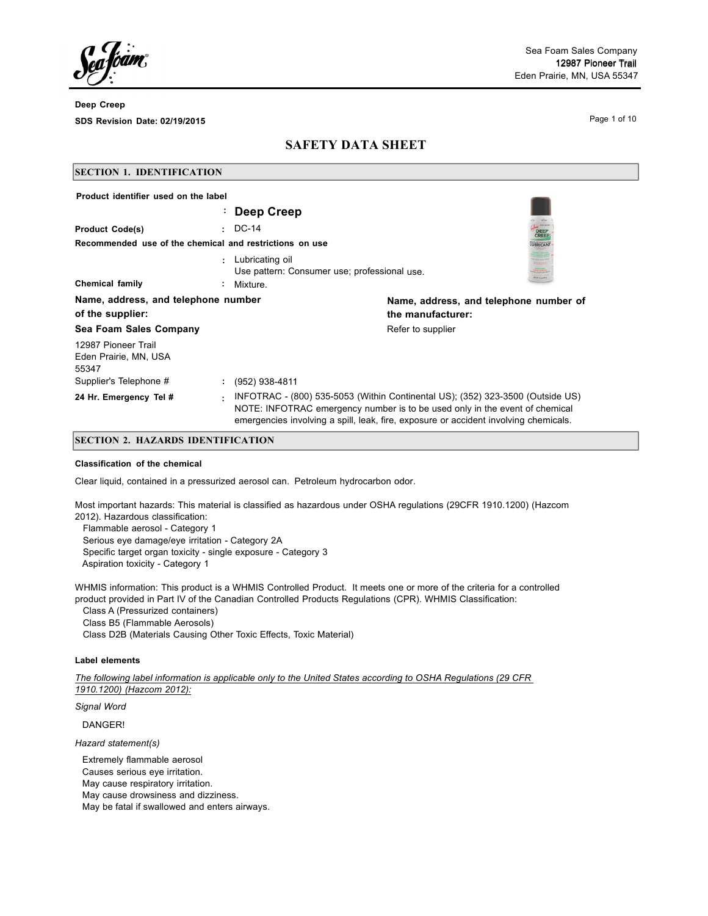Sea Foam Sales Company
12987 Pioneer Trail
Eden Prairie, MN, USA 55347

**Deep Creep**

**SDS Revision Date: 02/19/2015**

# SAFETY DATA SHEET

## SECTION 1. IDENTIFICATION

**Product identifier used on the label**

: **Deep Creep**

**Product Code(s)** : DC-14

**Recommended use of the chemical and restrictions on use**

: Lubricating oil
Use pattern: Consumer use; professional use.

**Chemical family** : Mixture.

**Name, address, and telephone number of the supplier:**

**Sea Foam Sales Company**

12987 Pioneer Trail
Eden Prairie, MN, USA
55347

**Name, address, and telephone number of the manufacturer:**

Refer to supplier

Supplier's Telephone # : (952) 938-4811

**24 Hr. Emergency Tel #** : INFOTRAC - (800) 535-5053 (Within Continental US); (352) 323-3500 (Outside US)
NOTE: INFOTRAC emergency number is to be used only in the event of chemical emergencies involving a spill, leak, fire, exposure or accident involving chemicals.

## SECTION 2. HAZARDS IDENTIFICATION

**Classification of the chemical**

Clear liquid, contained in a pressurized aerosol can. Petroleum hydrocarbon odor.

Most important hazards: This material is classified as hazardous under OSHA regulations (29CFR 1910.1200) (Hazcom 2012). Hazardous classification:

- Flammable aerosol - Category 1
- Serious eye damage/eye irritation - Category 2A
- Specific target organ toxicity - single exposure - Category 3
- Aspiration toxicity - Category 1

WHMIS information: This product is a WHMIS Controlled Product. It meets one or more of the criteria for a controlled product provided in Part IV of the Canadian Controlled Products Regulations (CPR). WHMIS Classification:

- Class A (Pressurized containers)
- Class B5 (Flammable Aerosols)
- Class D2B (Materials Causing Other Toxic Effects, Toxic Material)

**Label elements**

*The following label information is applicable only to the United States according to OSHA Regulations (29 CFR 1910.1200) (Hazcom 2012):*

*Signal Word*

DANGER!

*Hazard statement(s)*

- Extremely flammable aerosol
- Causes serious eye irritation.
- May cause respiratory irritation.
- May cause drowsiness and dizziness.
- May be fatal if swallowed and enters airways.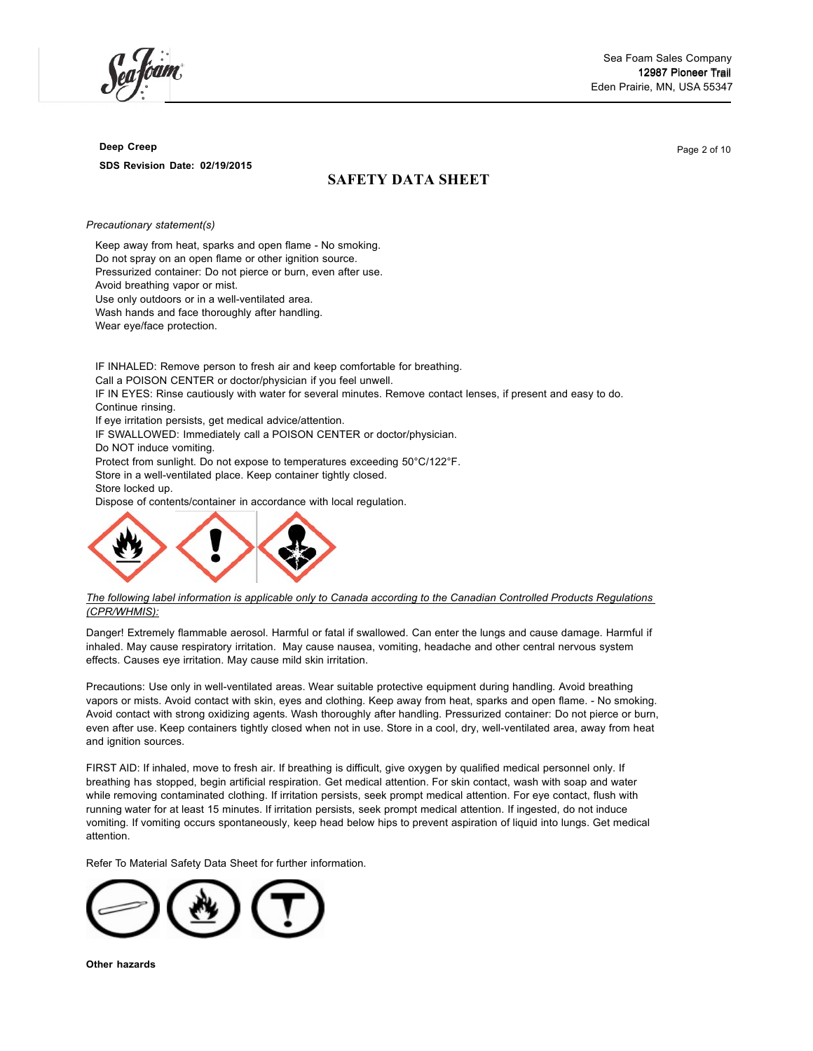*Precautionary statement(s)*

Keep away from heat, sparks and open flame - No smoking.
Do not spray on an open flame or other ignition source.
Pressurized container: Do not pierce or burn, even after use.
Avoid breathing vapor or mist.
Use only outdoors or in a well-ventilated area.
Wash hands and face thoroughly after handling.
Wear eye/face protection.

IF INHALED: Remove person to fresh air and keep comfortable for breathing.
Call a POISON CENTER or doctor/physician if you feel unwell.
IF IN EYES: Rinse cautiously with water for several minutes. Remove contact lenses, if present and easy to do. Continue rinsing.
If eye irritation persists, get medical advice/attention.
IF SWALLOWED: Immediately call a POISON CENTER or doctor/physician.
Do NOT induce vomiting.
Protect from sunlight. Do not expose to temperatures exceeding 50°C/122°F.
Store in a well-ventilated place. Keep container tightly closed.
Store locked up.
Dispose of contents/container in accordance with local regulation.

_The following label information is applicable only to Canada according to the Canadian Controlled Products Regulations (CPR/WHMIS):_

Danger! Extremely flammable aerosol. Harmful or fatal if swallowed. Can enter the lungs and cause damage. Harmful if inhaled. May cause respiratory irritation. May cause nausea, vomiting, headache and other central nervous system effects. Causes eye irritation. May cause mild skin irritation.

Precautions: Use only in well-ventilated areas. Wear suitable protective equipment during handling. Avoid breathing vapors or mists. Avoid contact with skin, eyes and clothing. Keep away from heat, sparks and open flame. - No smoking. Avoid contact with strong oxidizing agents. Wash thoroughly after handling. Pressurized container: Do not pierce or burn, even after use. Keep containers tightly closed when not in use. Store in a cool, dry, well-ventilated area, away from heat and ignition sources.

FIRST AID: If inhaled, move to fresh air. If breathing is difficult, give oxygen by qualified medical personnel only. If breathing has stopped, begin artificial respiration. Get medical attention. For skin contact, wash with soap and water while removing contaminated clothing. If irritation persists, seek prompt medical attention. For eye contact, flush with running water for at least 15 minutes. If irritation persists, seek prompt medical attention. If ingested, do not induce vomiting. If vomiting occurs spontaneously, keep head below hips to prevent aspiration of liquid into lungs. Get medical attention.

Refer To Material Safety Data Sheet for further information.

**Other hazards**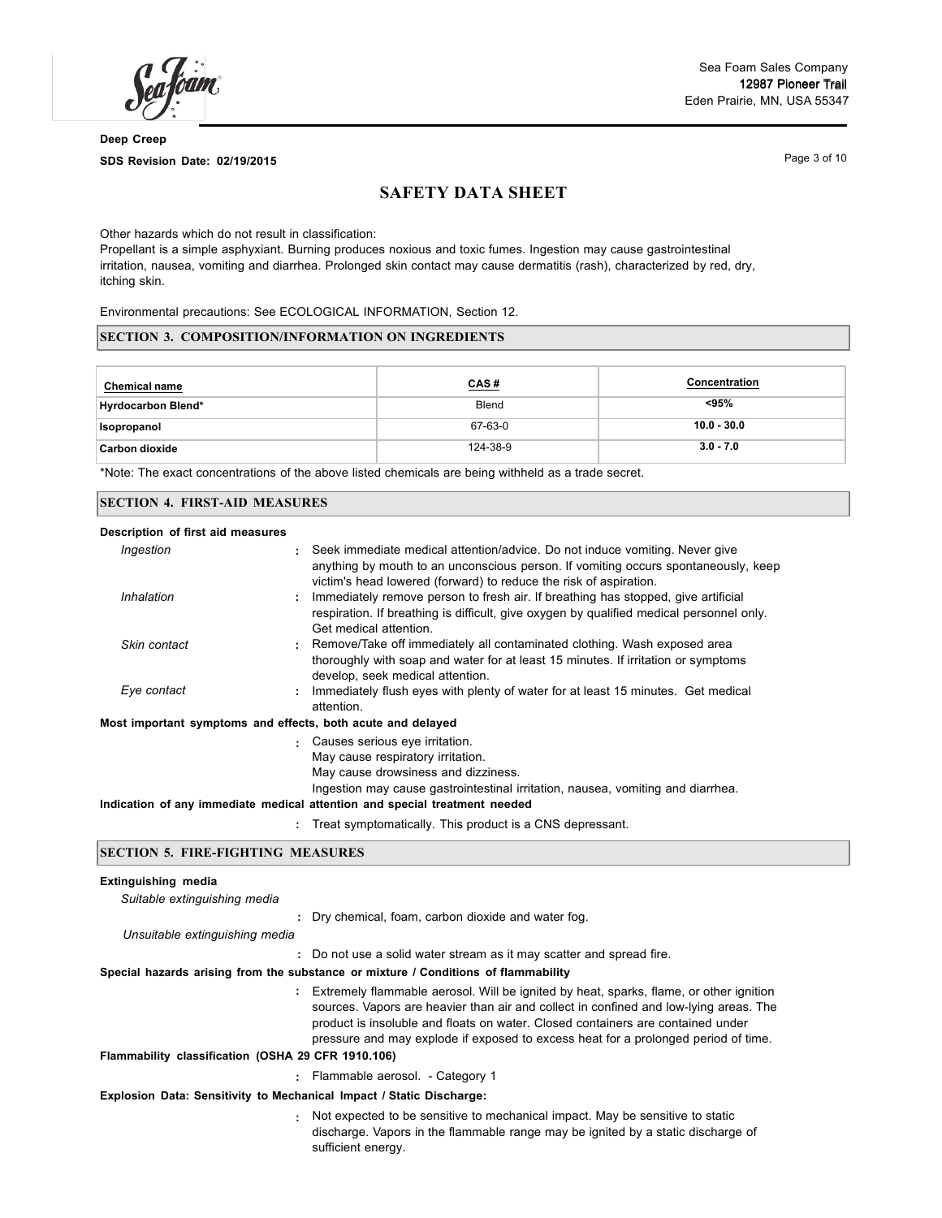## SAFETY DATA SHEET

Other hazards which do not result in classification:
Propellant is a simple asphyxiant. Burning produces noxious and toxic fumes. Ingestion may cause gastrointestinal irritation, nausea, vomiting and diarrhea. Prolonged skin contact may cause dermatitis (rash), characterized by red, dry, itching skin.

Environmental precautions: See ECOLOGICAL INFORMATION, Section 12.

### SECTION 3. COMPOSITION/INFORMATION ON INGREDIENTS

| Chemical name | CAS # | Concentration |
|---|---|---|
| Hyrdocarbon Blend* | Blend | <95% |
| Isopropanol | 67-63-0 | 10.0 - 30.0 |
| Carbon dioxide | 124-38-9 | 3.0 - 7.0 |

*Note: The exact concentrations of the above listed chemicals are being withheld as a trade secret.

### SECTION 4. FIRST-AID MEASURES

**Description of first aid measures**

*Ingestion* : Seek immediate medical attention/advice. Do not induce vomiting. Never give anything by mouth to an unconscious person. If vomiting occurs spontaneously, keep victim's head lowered (forward) to reduce the risk of aspiration.

*Inhalation* : Immediately remove person to fresh air. If breathing has stopped, give artificial respiration. If breathing is difficult, give oxygen by qualified medical personnel only. Get medical attention.

*Skin contact* : Remove/Take off immediately all contaminated clothing. Wash exposed area thoroughly with soap and water for at least 15 minutes. If irritation or symptoms develop, seek medical attention.

*Eye contact* : Immediately flush eyes with plenty of water for at least 15 minutes. Get medical attention.

**Most important symptoms and effects, both acute and delayed**

: Causes serious eye irritation.
May cause respiratory irritation.
May cause drowsiness and dizziness.
Ingestion may cause gastrointestinal irritation, nausea, vomiting and diarrhea.

**Indication of any immediate medical attention and special treatment needed**

: Treat symptomatically. This product is a CNS depressant.

### SECTION 5. FIRE-FIGHTING MEASURES

**Extinguishing media**

*Suitable extinguishing media*

: Dry chemical, foam, carbon dioxide and water fog.

*Unsuitable extinguishing media*

: Do not use a solid water stream as it may scatter and spread fire.

**Special hazards arising from the substance or mixture / Conditions of flammability**

: Extremely flammable aerosol. Will be ignited by heat, sparks, flame, or other ignition sources. Vapors are heavier than air and collect in confined and low-lying areas. The product is insoluble and floats on water. Closed containers are contained under pressure and may explode if exposed to excess heat for a prolonged period of time.

**Flammability classification (OSHA 29 CFR 1910.106)**

: Flammable aerosol. - Category 1

**Explosion Data: Sensitivity to Mechanical Impact / Static Discharge:**

: Not expected to be sensitive to mechanical impact. May be sensitive to static discharge. Vapors in the flammable range may be ignited by a static discharge of sufficient energy.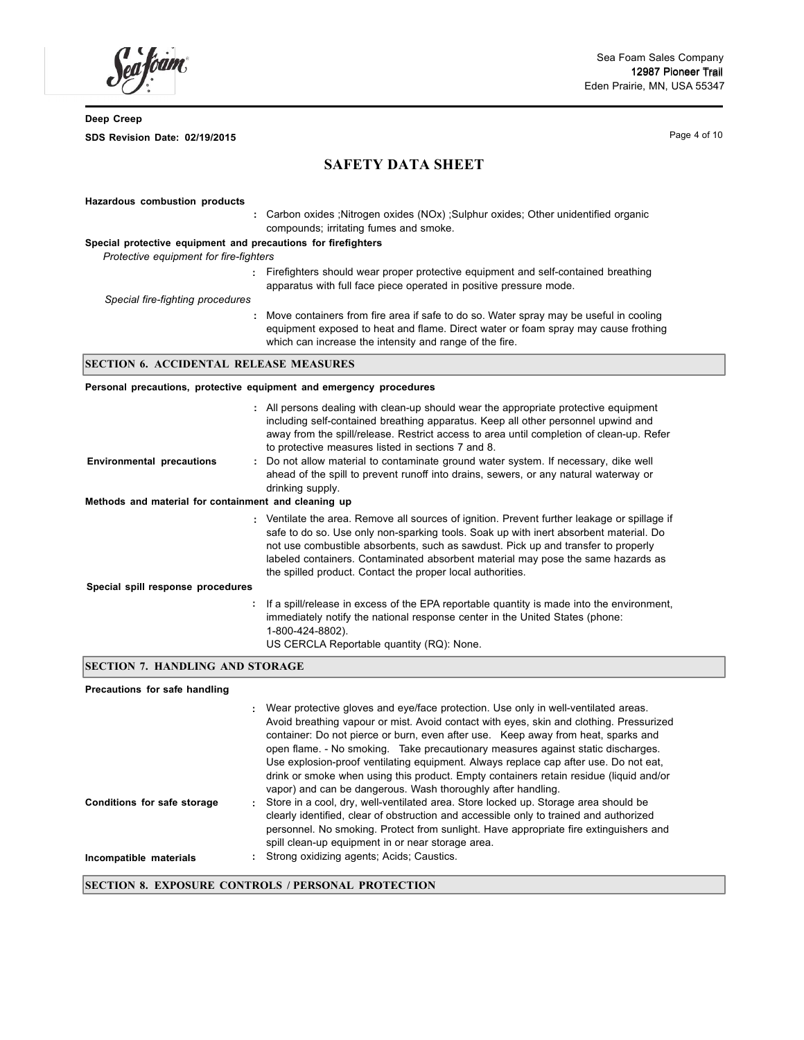**Hazardous combustion products**

: Carbon oxides ;Nitrogen oxides (NOx) ;Sulphur oxides; Other unidentified organic compounds; irritating fumes and smoke.

**Special protective equipment and precautions for firefighters**

*Protective equipment for fire-fighters*

: Firefighters should wear proper protective equipment and self-contained breathing apparatus with full face piece operated in positive pressure mode.

*Special fire-fighting procedures*

: Move containers from fire area if safe to do so. Water spray may be useful in cooling equipment exposed to heat and flame. Direct water or foam spray may cause frothing which can increase the intensity and range of the fire.

## SECTION 6. ACCIDENTAL RELEASE MEASURES

**Personal precautions, protective equipment and emergency procedures**

: All persons dealing with clean-up should wear the appropriate protective equipment including self-contained breathing apparatus. Keep all other personnel upwind and away from the spill/release. Restrict access to area until completion of clean-up. Refer to protective measures listed in sections 7 and 8.

**Environmental precautions** : Do not allow material to contaminate ground water system. If necessary, dike well ahead of the spill to prevent runoff into drains, sewers, or any natural waterway or drinking supply.

**Methods and material for containment and cleaning up**

: Ventilate the area. Remove all sources of ignition. Prevent further leakage or spillage if safe to do so. Use only non-sparking tools. Soak up with inert absorbent material. Do not use combustible absorbents, such as sawdust. Pick up and transfer to properly labeled containers. Contaminated absorbent material may pose the same hazards as the spilled product. Contact the proper local authorities.

**Special spill response procedures**

: If a spill/release in excess of the EPA reportable quantity is made into the environment, immediately notify the national response center in the United States (phone: 1-800-424-8802).
US CERCLA Reportable quantity (RQ): None.

## SECTION 7. HANDLING AND STORAGE

**Precautions for safe handling**

: Wear protective gloves and eye/face protection. Use only in well-ventilated areas. Avoid breathing vapour or mist. Avoid contact with eyes, skin and clothing. Pressurized container: Do not pierce or burn, even after use. Keep away from heat, sparks and open flame. - No smoking. Take precautionary measures against static discharges. Use explosion-proof ventilating equipment. Always replace cap after use. Do not eat, drink or smoke when using this product. Empty containers retain residue (liquid and/or vapor) and can be dangerous. Wash thoroughly after handling.

**Conditions for safe storage** : Store in a cool, dry, well-ventilated area. Store locked up. Storage area should be clearly identified, clear of obstruction and accessible only to trained and authorized personnel. No smoking. Protect from sunlight. Have appropriate fire extinguishers and spill clean-up equipment in or near storage area.

**Incompatible materials** : Strong oxidizing agents; Acids; Caustics.

## SECTION 8. EXPOSURE CONTROLS / PERSONAL PROTECTION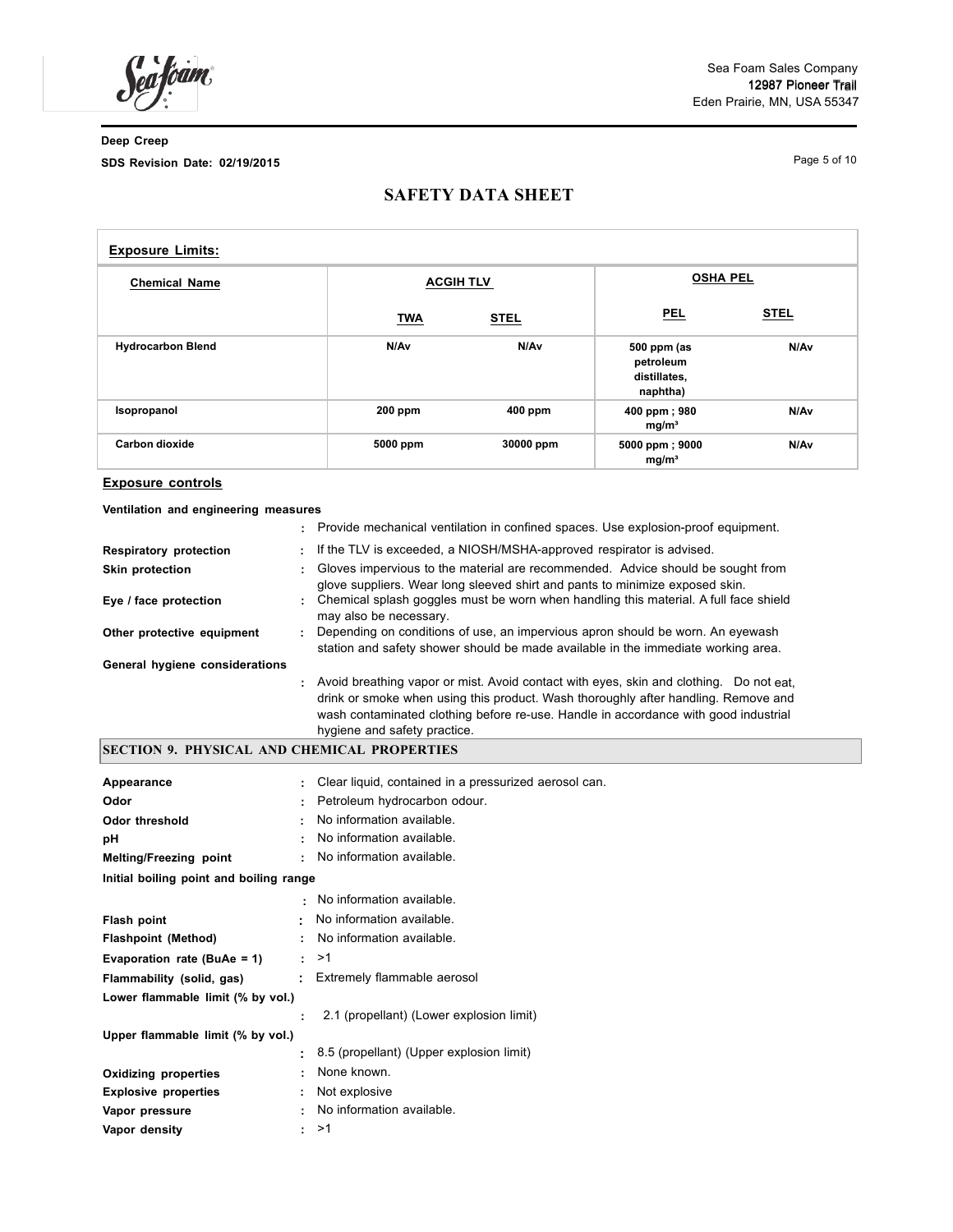**Exposure Limits:**

| Chemical Name | ACGIH TLV | | OSHA PEL | |
|---|---|---|---|---|
| | TWA | STEL | PEL | STEL |
| Hydrocarbon Blend | N/Av | N/Av | 500 ppm (as petroleum distillates, naphtha) | N/Av |
| Isopropanol | 200 ppm | 400 ppm | 400 ppm ; 980 mg/m³ | N/Av |
| Carbon dioxide | 5000 ppm | 30000 ppm | 5000 ppm ; 9000 mg/m³ | N/Av |

**Exposure controls**

**Ventilation and engineering measures**
: Provide mechanical ventilation in confined spaces. Use explosion-proof equipment.

**Respiratory protection** : If the TLV is exceeded, a NIOSH/MSHA-approved respirator is advised.

**Skin protection** : Gloves impervious to the material are recommended. Advice should be sought from glove suppliers. Wear long sleeved shirt and pants to minimize exposed skin.

**Eye / face protection** : Chemical splash goggles must be worn when handling this material. A full face shield may also be necessary.

**Other protective equipment** : Depending on conditions of use, an impervious apron should be worn. An eyewash station and safety shower should be made available in the immediate working area.

**General hygiene considerations**
: Avoid breathing vapor or mist. Avoid contact with eyes, skin and clothing. Do not eat, drink or smoke when using this product. Wash thoroughly after handling. Remove and wash contaminated clothing before re-use. Handle in accordance with good industrial hygiene and safety practice.

## SECTION 9. PHYSICAL AND CHEMICAL PROPERTIES

**Appearance** : Clear liquid, contained in a pressurized aerosol can.

**Odor** : Petroleum hydrocarbon odour.

**Odor threshold** : No information available.

**pH** : No information available.

**Melting/Freezing point** : No information available.

**Initial boiling point and boiling range**
: No information available.

**Flash point** : No information available.

**Flashpoint (Method)** : No information available.

**Evaporation rate (BuAe = 1)** : >1

**Flammability (solid, gas)** : Extremely flammable aerosol

**Lower flammable limit (% by vol.)**
: 2.1 (propellant) (Lower explosion limit)

**Upper flammable limit (% by vol.)**
: 8.5 (propellant) (Upper explosion limit)

**Oxidizing properties** : None known.

**Explosive properties** : Not explosive

**Vapor pressure** : No information available.

**Vapor density** : >1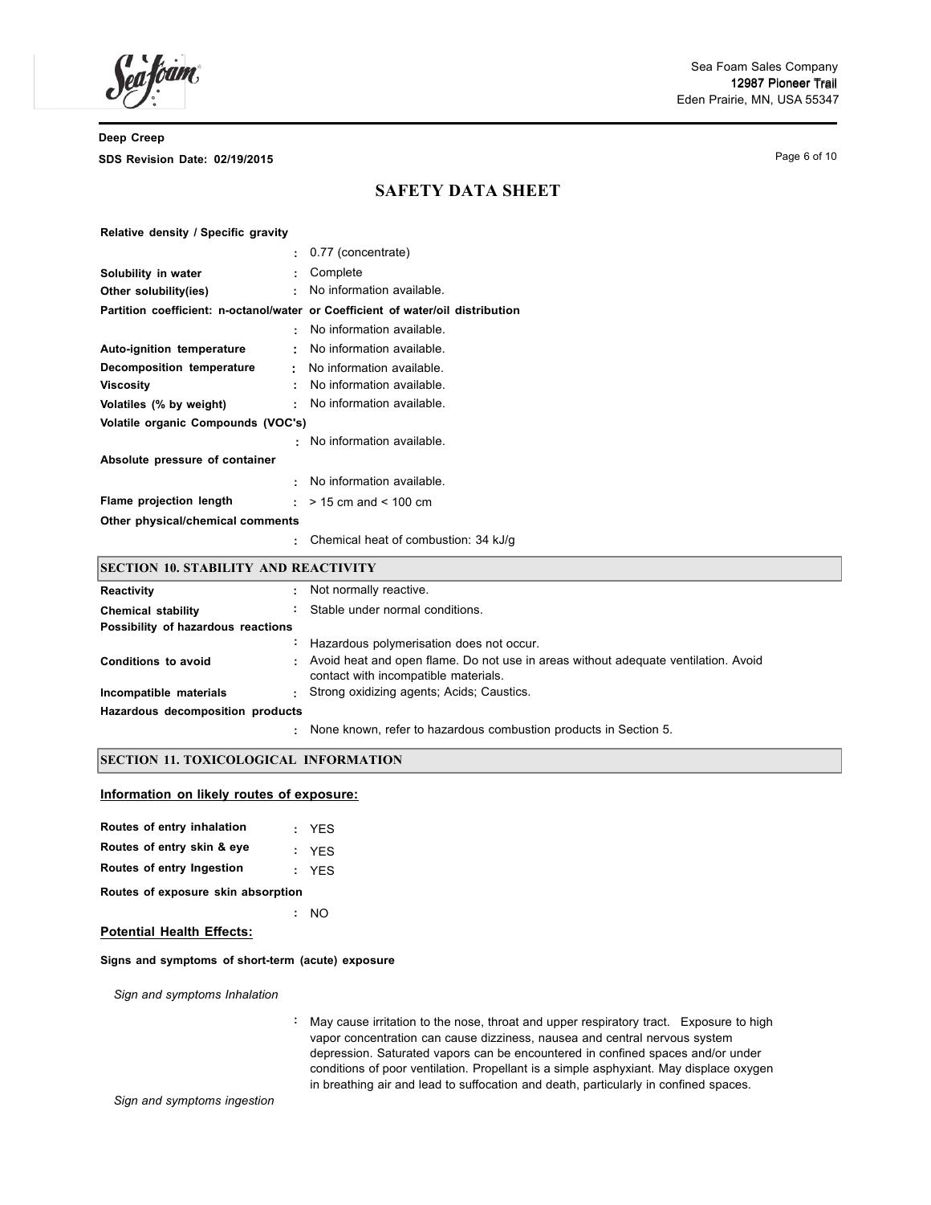| | | |
|---|---|---|
| **Relative density / Specific gravity** | : | 0.77 (concentrate) |
| **Solubility in water** | : | Complete |
| **Other solubility(ies)** | : | No information available. |
| **Partition coefficient: n-octanol/water or Coefficient of water/oil distribution** | : | No information available. |
| **Auto-ignition temperature** | : | No information available. |
| **Decomposition temperature** | : | No information available. |
| **Viscosity** | : | No information available. |
| **Volatiles (% by weight)** | : | No information available. |
| **Volatile organic Compounds (VOC's)** | : | No information available. |
| **Absolute pressure of container** | : | No information available. |
| **Flame projection length** | : | > 15 cm and < 100 cm |
| **Other physical/chemical comments** | : | Chemical heat of combustion: 34 kJ/g |

## SECTION 10. STABILITY AND REACTIVITY

| | | |
|---|---|---|
| **Reactivity** | : | Not normally reactive. |
| **Chemical stability** | : | Stable under normal conditions. |
| **Possibility of hazardous reactions** | : | Hazardous polymerisation does not occur. |
| **Conditions to avoid** | : | Avoid heat and open flame. Do not use in areas without adequate ventilation. Avoid contact with incompatible materials. |
| **Incompatible materials** | : | Strong oxidizing agents; Acids; Caustics. |
| **Hazardous decomposition products** | : | None known, refer to hazardous combustion products in Section 5. |

## SECTION 11. TOXICOLOGICAL INFORMATION

**Information on likely routes of exposure:**

| | | |
|---|---|---|
| **Routes of entry inhalation** | : | YES |
| **Routes of entry skin & eye** | : | YES |
| **Routes of entry Ingestion** | : | YES |
| **Routes of exposure skin absorption** | : | NO |

**Potential Health Effects:**

**Signs and symptoms of short-term (acute) exposure**

*Sign and symptoms Inhalation*

: May cause irritation to the nose, throat and upper respiratory tract. Exposure to high vapor concentration can cause dizziness, nausea and central nervous system depression. Saturated vapors can be encountered in confined spaces and/or under conditions of poor ventilation. Propellant is a simple asphyxiant. May displace oxygen in breathing air and lead to suffocation and death, particularly in confined spaces.

*Sign and symptoms ingestion*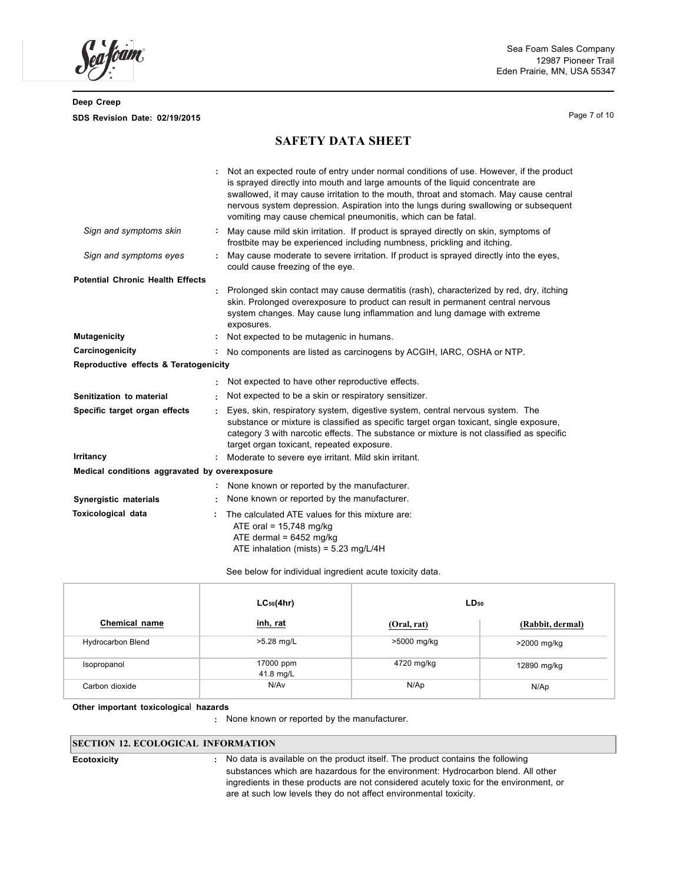**SAFETY DATA SHEET**

: Not an expected route of entry under normal conditions of use. However, if the product is sprayed directly into mouth and large amounts of the liquid concentrate are swallowed, it may cause irritation to the mouth, throat and stomach. May cause central nervous system depression. Aspiration into the lungs during swallowing or subsequent vomiting may cause chemical pneumonitis, which can be fatal.

*Sign and symptoms skin* : May cause mild skin irritation. If product is sprayed directly on skin, symptoms of frostbite may be experienced including numbness, prickling and itching.

*Sign and symptoms eyes* : May cause moderate to severe irritation. If product is sprayed directly into the eyes, could cause freezing of the eye.

**Potential Chronic Health Effects**

: Prolonged skin contact may cause dermatitis (rash), characterized by red, dry, itching skin. Prolonged overexposure to product can result in permanent central nervous system changes. May cause lung inflammation and lung damage with extreme exposures.

**Mutagenicity** : Not expected to be mutagenic in humans.

**Carcinogenicity** : No components are listed as carcinogens by ACGIH, IARC, OSHA or NTP.

**Reproductive effects & Teratogenicity**

: Not expected to have other reproductive effects.

**Senitization to material** : Not expected to be a skin or respiratory sensitizer.

**Specific target organ effects** : Eyes, skin, respiratory system, digestive system, central nervous system. The substance or mixture is classified as specific target organ toxicant, single exposure, category 3 with narcotic effects. The substance or mixture is not classified as specific target organ toxicant, repeated exposure.

**Irritancy** : Moderate to severe eye irritant. Mild skin irritant.

**Medical conditions aggravated by overexposure**

: None known or reported by the manufacturer.

**Synergistic materials** : None known or reported by the manufacturer.

**Toxicological data** : The calculated ATE values for this mixture are:
ATE oral = 15,748 mg/kg
ATE dermal = 6452 mg/kg
ATE inhalation (mists) = 5.23 mg/L/4H

See below for individual ingredient acute toxicity data.

| | $LC_{50}$(4hr) | $LD_{50}$ | |
|---|---|---|---|
| **Chemical name** | **inh, rat** | **(Oral, rat)** | **(Rabbit, dermal)** |
| Hydrocarbon Blend | >5.28 mg/L | >5000 mg/kg | >2000 mg/kg |
| Isopropanol | 17000 ppm 41.8 mg/L | 4720 mg/kg | 12890 mg/kg |
| Carbon dioxide | N/Av | N/Ap | N/Ap |

**Other important toxicological hazards**

: None known or reported by the manufacturer.

## SECTION 12. ECOLOGICAL INFORMATION

**Ecotoxicity** : No data is available on the product itself. The product contains the following substances which are hazardous for the environment: Hydrocarbon blend. All other ingredients in these products are not considered acutely toxic for the environment, or are at such low levels they do not affect environmental toxicity.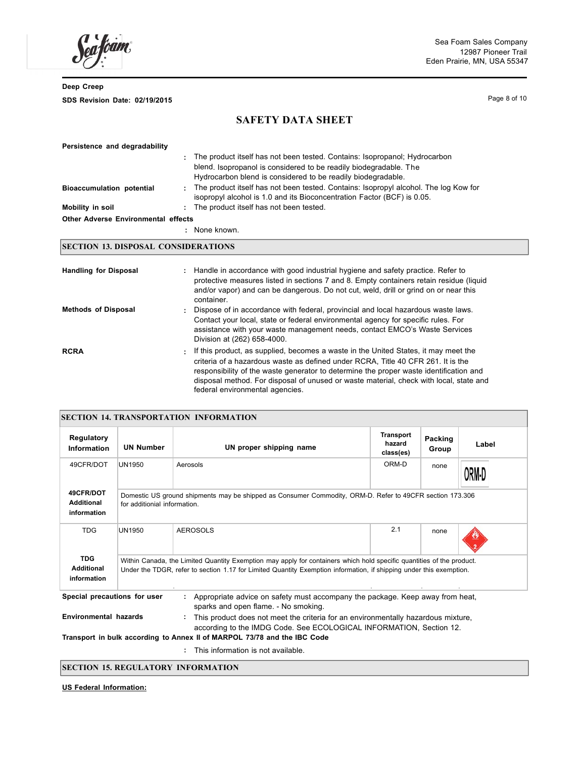**Persistence and degradability**

: The product itself has not been tested. Contains: Isopropanol; Hydrocarbon blend. Isopropanol is considered to be readily biodegradable. The Hydrocarbon blend is considered to be readily biodegradable.

**Bioaccumulation potential** : The product itself has not been tested. Contains: Isopropyl alcohol. The log Kow for isopropyl alcohol is 1.0 and its Bioconcentration Factor (BCF) is 0.05.

**Mobility in soil** : The product itself has not been tested.

**Other Adverse Environmental effects**

: None known.

## SECTION 13. DISPOSAL CONSIDERATIONS

**Handling for Disposal** : Handle in accordance with good industrial hygiene and safety practice. Refer to protective measures listed in sections 7 and 8. Empty containers retain residue (liquid and/or vapor) and can be dangerous. Do not cut, weld, drill or grind on or near this container.

**Methods of Disposal** : Dispose of in accordance with federal, provincial and local hazardous waste laws. Contact your local, state or federal environmental agency for specific rules. For assistance with your waste management needs, contact EMCO's Waste Services Division at (262) 658-4000.

**RCRA** : If this product, as supplied, becomes a waste in the United States, it may meet the criteria of a hazardous waste as defined under RCRA, Title 40 CFR 261. It is the responsibility of the waste generator to determine the proper waste identification and disposal method. For disposal of unused or waste material, check with local, state and federal environmental agencies.

## SECTION 14. TRANSPORTATION INFORMATION

| Regulatory Information | UN Number | UN proper shipping name | Transport hazard class(es) | Packing Group | Label |
|---|---|---|---|---|---|
| 49CFR/DOT | UN1950 | Aerosols | ORM-D | none | ORM-D |
| **49CFR/DOT Additional information** | Domestic US ground shipments may be shipped as Consumer Commodity, ORM-D. Refer to 49CFR section 173.306 for additional information. | | | | |
| TDG | UN1950 | AEROSOLS | 2.1 | none | 2 |
| **TDG Additional information** | Within Canada, the Limited Quantity Exemption may apply for containers which hold specific quantities of the product. Under the TDGR, refer to section 1.17 for Limited Quantity Exemption information, if shipping under this exemption. | | | | |

**Special precautions for user** : Appropriate advice on safety must accompany the package. Keep away from heat, sparks and open flame. - No smoking.

**Environmental hazards** : This product does not meet the criteria for an environmentally hazardous mixture, according to the IMDG Code. See ECOLOGICAL INFORMATION, Section 12.

**Transport in bulk according to Annex II of MARPOL 73/78 and the IBC Code**

: This information is not available.

## SECTION 15. REGULATORY INFORMATION

**US Federal Information:**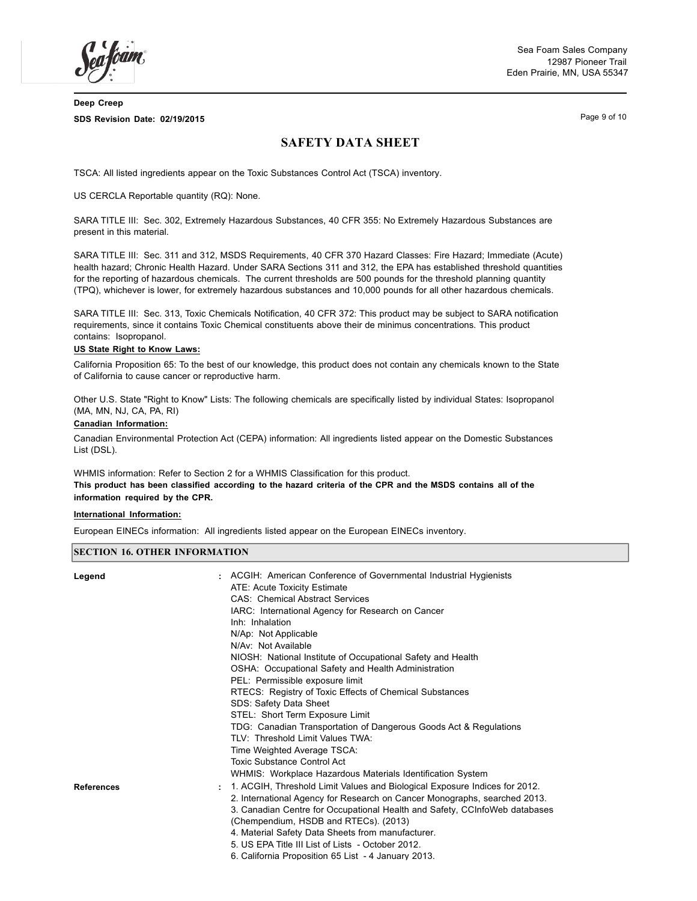TSCA: All listed ingredients appear on the Toxic Substances Control Act (TSCA) inventory.

US CERCLA Reportable quantity (RQ): None.

SARA TITLE III: Sec. 302, Extremely Hazardous Substances, 40 CFR 355: No Extremely Hazardous Substances are present in this material.

SARA TITLE III: Sec. 311 and 312, MSDS Requirements, 40 CFR 370 Hazard Classes: Fire Hazard; Immediate (Acute) health hazard; Chronic Health Hazard. Under SARA Sections 311 and 312, the EPA has established threshold quantities for the reporting of hazardous chemicals. The current thresholds are 500 pounds for the threshold planning quantity (TPQ), whichever is lower, for extremely hazardous substances and 10,000 pounds for all other hazardous chemicals.

SARA TITLE III: Sec. 313, Toxic Chemicals Notification, 40 CFR 372: This product may be subject to SARA notification requirements, since it contains Toxic Chemical constituents above their de minimus concentrations. This product contains: Isopropanol.

**US State Right to Know Laws:**

California Proposition 65: To the best of our knowledge, this product does not contain any chemicals known to the State of California to cause cancer or reproductive harm.

Other U.S. State "Right to Know" Lists: The following chemicals are specifically listed by individual States: Isopropanol (MA, MN, NJ, CA, PA, RI)

**Canadian Information:**

Canadian Environmental Protection Act (CEPA) information: All ingredients listed appear on the Domestic Substances List (DSL).

WHMIS information: Refer to Section 2 for a WHMIS Classification for this product.

**This product has been classified according to the hazard criteria of the CPR and the MSDS contains all of the information required by the CPR.**

**International Information:**

European EINECs information: All ingredients listed appear on the European EINECs inventory.

## SECTION 16. OTHER INFORMATION

**Legend** :
ACGIH: American Conference of Governmental Industrial Hygienists
ATE: Acute Toxicity Estimate
CAS: Chemical Abstract Services
IARC: International Agency for Research on Cancer
Inh: Inhalation
N/Ap: Not Applicable
N/Av: Not Available
NIOSH: National Institute of Occupational Safety and Health
OSHA: Occupational Safety and Health Administration
PEL: Permissible exposure limit
RTECS: Registry of Toxic Effects of Chemical Substances
SDS: Safety Data Sheet
STEL: Short Term Exposure Limit
TDG: Canadian Transportation of Dangerous Goods Act & Regulations
TLV: Threshold Limit Values TWA:
Time Weighted Average TSCA:
Toxic Substance Control Act
WHMIS: Workplace Hazardous Materials Identification System

**References** :
1. ACGIH, Threshold Limit Values and Biological Exposure Indices for 2012.
2. International Agency for Research on Cancer Monographs, searched 2013.
3. Canadian Centre for Occupational Health and Safety, CCInfoWeb databases (Chempendium, HSDB and RTECs). (2013)
4. Material Safety Data Sheets from manufacturer.
5. US EPA Title III List of Lists - October 2012.
6. California Proposition 65 List - 4 January 2013.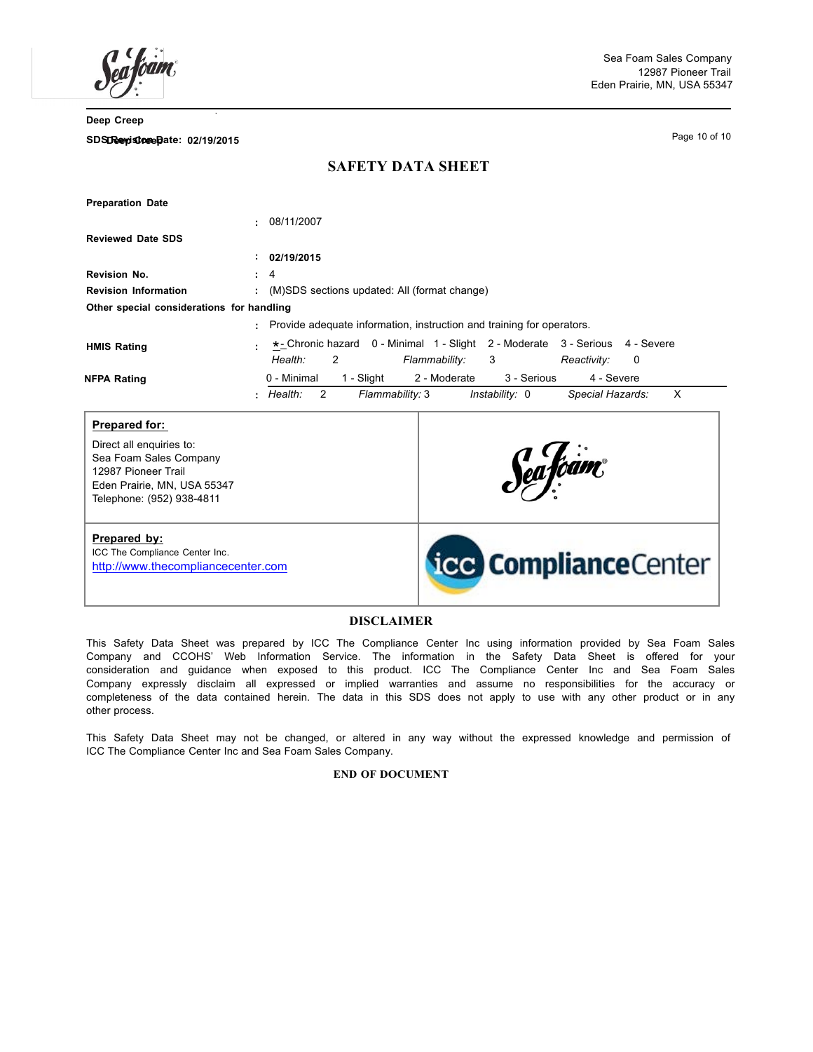# SAFETY DATA SHEET

**Preparation Date** : 08/11/2007

**Reviewed Date SDS** : **02/19/2015**

**Revision No.** : 4

**Revision Information** : (M)SDS sections updated: All (format change)

**Other special considerations for handling** : Provide adequate information, instruction and training for operators.

**HMIS Rating** : *- Chronic hazard 0 - Minimal 1 - Slight 2 - Moderate 3 - Serious 4 - Severe
*Health:* 2 *Flammability:* 3 *Reactivity:* 0

**NFPA Rating** : 0 - Minimal 1 - Slight 2 - Moderate 3 - Serious 4 - Severe
*Health:* 2 *Flammability:* 3 *Instability:* 0 *Special Hazards:* X

| | |
|---|---|
| **Prepared for:**<br>Direct all enquiries to:<br>Sea Foam Sales Company<br>12987 Pioneer Trail<br>Eden Prairie, MN, USA 55347<br>Telephone: (952) 938-4811 | Sea Foam |
| **Prepared by:**<br>ICC The Compliance Center Inc.<br>http://www.thecompliancecenter.com | icc ComplianceCenter |

## DISCLAIMER

This Safety Data Sheet was prepared by ICC The Compliance Center Inc using information provided by Sea Foam Sales Company and CCOHS' Web Information Service. The information in the Safety Data Sheet is offered for your consideration and guidance when exposed to this product. ICC The Compliance Center Inc and Sea Foam Sales Company expressly disclaim all expressed or implied warranties and assume no responsibilities for the accuracy or completeness of the data contained herein. The data in this SDS does not apply to use with any other product or in any other process.

This Safety Data Sheet may not be changed, or altered in any way without the expressed knowledge and permission of ICC The Compliance Center Inc and Sea Foam Sales Company.

**END OF DOCUMENT**